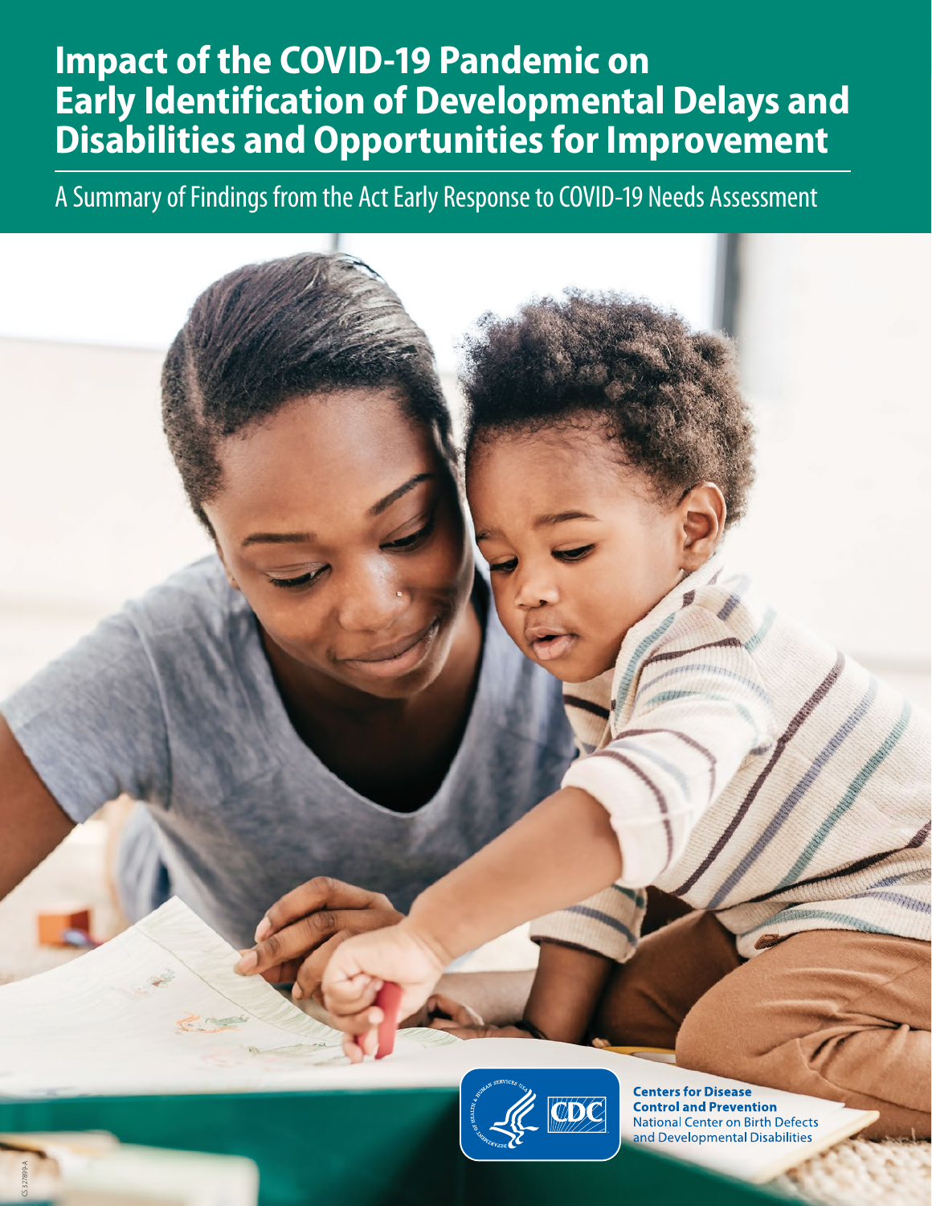# Impact of the COVID-19 Pandemic on Early Identification of Developmental Delays and Disabilities and Opportunities for Improvement

A Summary of Findings from the Act Early Response to COVID-19 Needs Assessment

**Centers for Disease Control and Prevention**
National Center on Birth Defects and Developmental Disabilities

CS 327899-A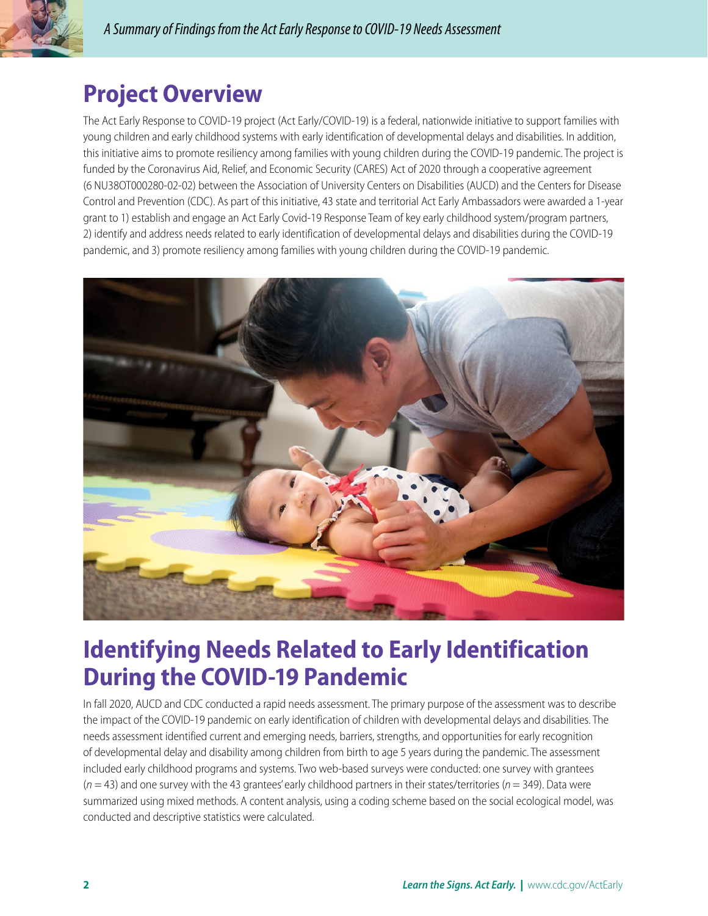# Project Overview

The Act Early Response to COVID-19 project (Act Early/COVID-19) is a federal, nationwide initiative to support families with young children and early childhood systems with early identification of developmental delays and disabilities. In addition, this initiative aims to promote resiliency among families with young children during the COVID-19 pandemic. The project is funded by the Coronavirus Aid, Relief, and Economic Security (CARES) Act of 2020 through a cooperative agreement (6 NU38OT000280-02-02) between the Association of University Centers on Disabilities (AUCD) and the Centers for Disease Control and Prevention (CDC). As part of this initiative, 43 state and territorial Act Early Ambassadors were awarded a 1-year grant to 1) establish and engage an Act Early Covid-19 Response Team of key early childhood system/program partners, 2) identify and address needs related to early identification of developmental delays and disabilities during the COVID-19 pandemic, and 3) promote resiliency among families with young children during the COVID-19 pandemic.

# Identifying Needs Related to Early Identification During the COVID-19 Pandemic

In fall 2020, AUCD and CDC conducted a rapid needs assessment. The primary purpose of the assessment was to describe the impact of the COVID-19 pandemic on early identification of children with developmental delays and disabilities. The needs assessment identified current and emerging needs, barriers, strengths, and opportunities for early recognition of developmental delay and disability among children from birth to age 5 years during the pandemic. The assessment included early childhood programs and systems. Two web-based surveys were conducted: one survey with grantees ($n = 43$) and one survey with the 43 grantees' early childhood partners in their states/territories ($n = 349$). Data were summarized using mixed methods. A content analysis, using a coding scheme based on the social ecological model, was conducted and descriptive statistics were calculated.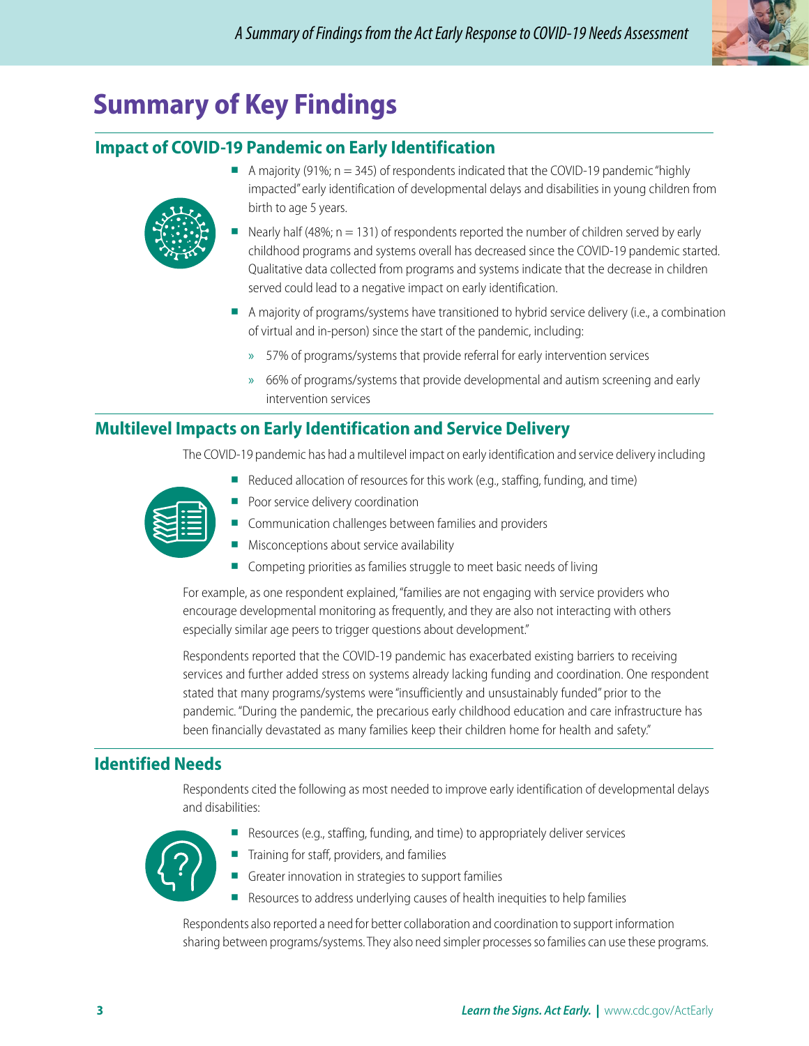# Summary of Key Findings

## Impact of COVID-19 Pandemic on Early Identification

- A majority (91%; n = 345) of respondents indicated that the COVID-19 pandemic "highly impacted" early identification of developmental delays and disabilities in young children from birth to age 5 years.
- Nearly half (48%; n = 131) of respondents reported the number of children served by early childhood programs and systems overall has decreased since the COVID-19 pandemic started. Qualitative data collected from programs and systems indicate that the decrease in children served could lead to a negative impact on early identification.
- A majority of programs/systems have transitioned to hybrid service delivery (i.e., a combination of virtual and in-person) since the start of the pandemic, including:
  - 57% of programs/systems that provide referral for early intervention services
  - 66% of programs/systems that provide developmental and autism screening and early intervention services

## Multilevel Impacts on Early Identification and Service Delivery

The COVID-19 pandemic has had a multilevel impact on early identification and service delivery including

- Reduced allocation of resources for this work (e.g., staffing, funding, and time)
- Poor service delivery coordination
- Communication challenges between families and providers
- Misconceptions about service availability
- Competing priorities as families struggle to meet basic needs of living

For example, as one respondent explained, "families are not engaging with service providers who encourage developmental monitoring as frequently, and they are also not interacting with others especially similar age peers to trigger questions about development."

Respondents reported that the COVID-19 pandemic has exacerbated existing barriers to receiving services and further added stress on systems already lacking funding and coordination. One respondent stated that many programs/systems were "insufficiently and unsustainably funded" prior to the pandemic. "During the pandemic, the precarious early childhood education and care infrastructure has been financially devastated as many families keep their children home for health and safety."

## Identified Needs

Respondents cited the following as most needed to improve early identification of developmental delays and disabilities:

- Resources (e.g., staffing, funding, and time) to appropriately deliver services
- Training for staff, providers, and families
- Greater innovation in strategies to support families
- Resources to address underlying causes of health inequities to help families

Respondents also reported a need for better collaboration and coordination to support information sharing between programs/systems. They also need simpler processes so families can use these programs.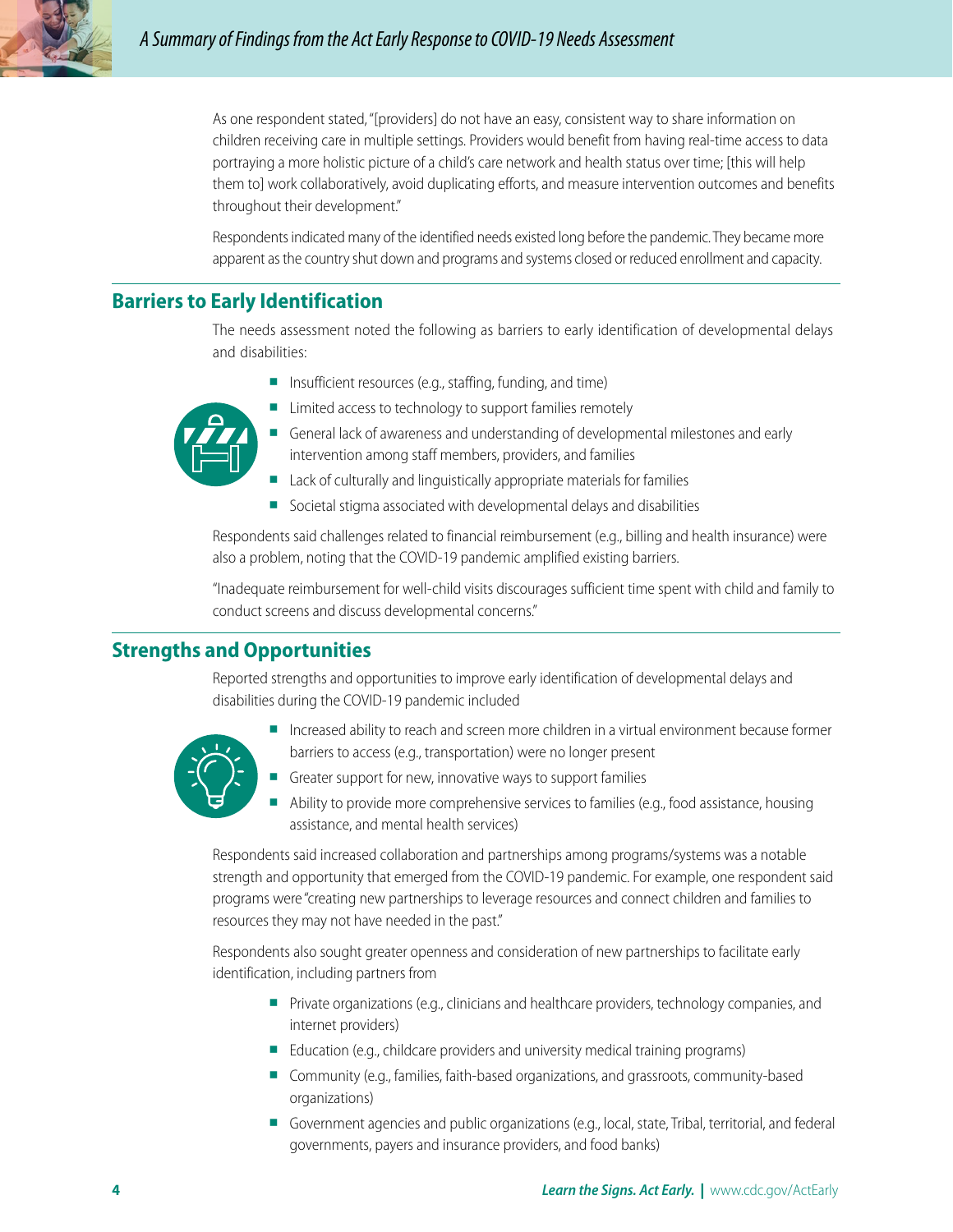As one respondent stated, "[providers] do not have an easy, consistent way to share information on children receiving care in multiple settings. Providers would benefit from having real-time access to data portraying a more holistic picture of a child's care network and health status over time; [this will help them to] work collaboratively, avoid duplicating efforts, and measure intervention outcomes and benefits throughout their development."

Respondents indicated many of the identified needs existed long before the pandemic. They became more apparent as the country shut down and programs and systems closed or reduced enrollment and capacity.

## Barriers to Early Identification

The needs assessment noted the following as barriers to early identification of developmental delays and disabilities:

- Insufficient resources (e.g., staffing, funding, and time)
- Limited access to technology to support families remotely
- General lack of awareness and understanding of developmental milestones and early intervention among staff members, providers, and families
- Lack of culturally and linguistically appropriate materials for families
- Societal stigma associated with developmental delays and disabilities

Respondents said challenges related to financial reimbursement (e.g., billing and health insurance) were also a problem, noting that the COVID-19 pandemic amplified existing barriers.

"Inadequate reimbursement for well-child visits discourages sufficient time spent with child and family to conduct screens and discuss developmental concerns."

## Strengths and Opportunities

Reported strengths and opportunities to improve early identification of developmental delays and disabilities during the COVID-19 pandemic included

- Increased ability to reach and screen more children in a virtual environment because former barriers to access (e.g., transportation) were no longer present
- Greater support for new, innovative ways to support families
- Ability to provide more comprehensive services to families (e.g., food assistance, housing assistance, and mental health services)

Respondents said increased collaboration and partnerships among programs/systems was a notable strength and opportunity that emerged from the COVID-19 pandemic. For example, one respondent said programs were "creating new partnerships to leverage resources and connect children and families to resources they may not have needed in the past."

Respondents also sought greater openness and consideration of new partnerships to facilitate early identification, including partners from

- Private organizations (e.g., clinicians and healthcare providers, technology companies, and internet providers)
- Education (e.g., childcare providers and university medical training programs)
- Community (e.g., families, faith-based organizations, and grassroots, community-based organizations)
- Government agencies and public organizations (e.g., local, state, Tribal, territorial, and federal governments, payers and insurance providers, and food banks)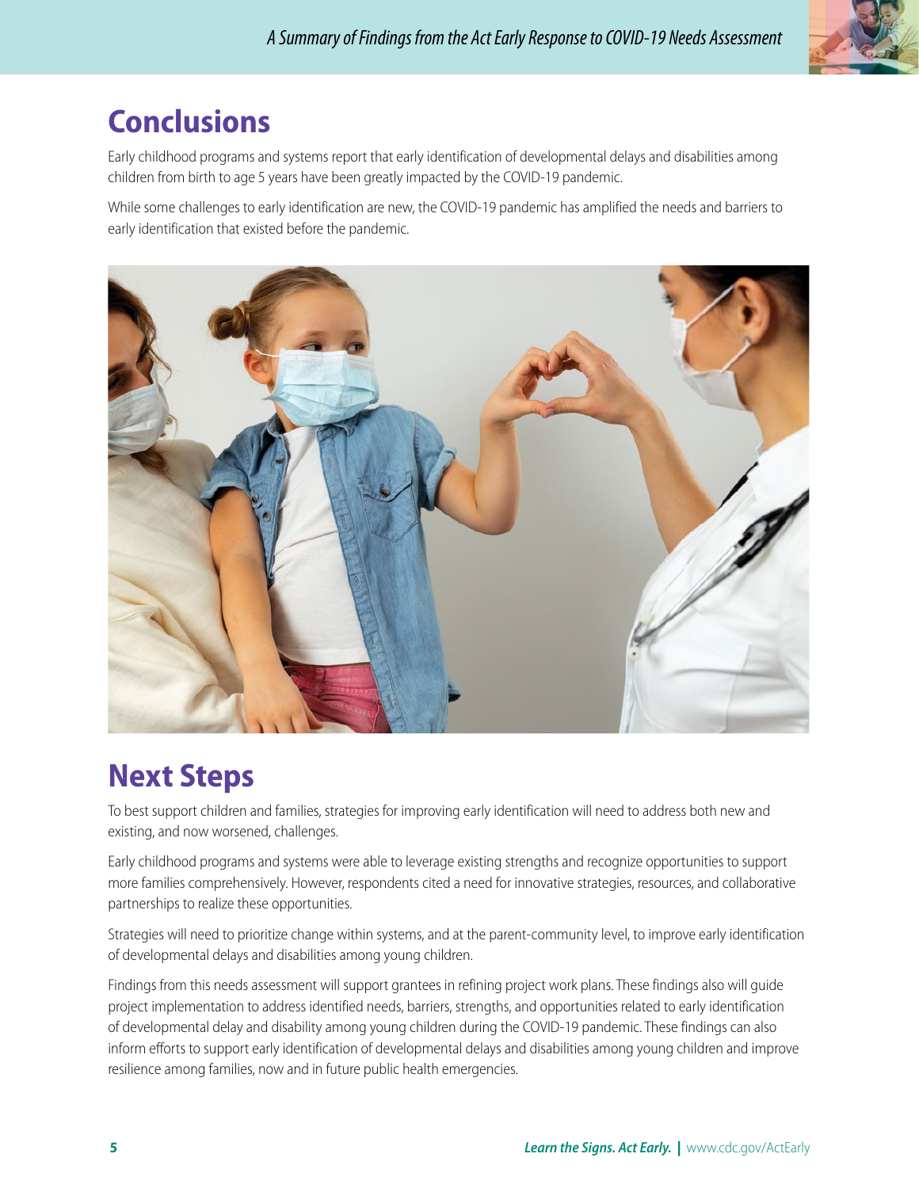## Conclusions

Early childhood programs and systems report that early identification of developmental delays and disabilities among children from birth to age 5 years have been greatly impacted by the COVID-19 pandemic.

While some challenges to early identification are new, the COVID-19 pandemic has amplified the needs and barriers to early identification that existed before the pandemic.

## Next Steps

To best support children and families, strategies for improving early identification will need to address both new and existing, and now worsened, challenges.

Early childhood programs and systems were able to leverage existing strengths and recognize opportunities to support more families comprehensively. However, respondents cited a need for innovative strategies, resources, and collaborative partnerships to realize these opportunities.

Strategies will need to prioritize change within systems, and at the parent-community level, to improve early identification of developmental delays and disabilities among young children.

Findings from this needs assessment will support grantees in refining project work plans. These findings also will guide project implementation to address identified needs, barriers, strengths, and opportunities related to early identification of developmental delay and disability among young children during the COVID-19 pandemic. These findings can also inform efforts to support early identification of developmental delays and disabilities among young children and improve resilience among families, now and in future public health emergencies.